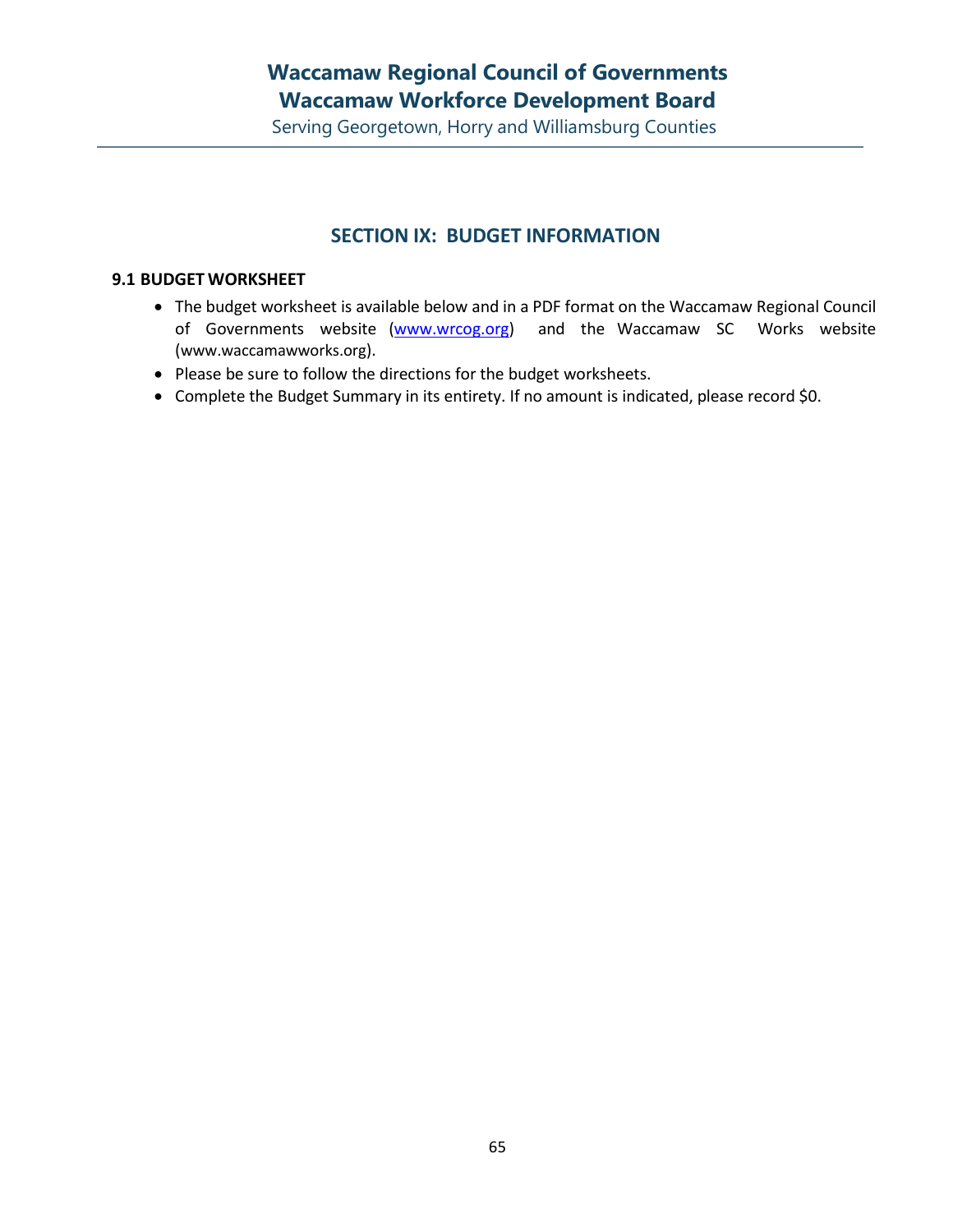# Waccamaw Regional Council of Governments
# Waccamaw Workforce Development Board

Serving Georgetown, Horry and Williamsburg Counties

## SECTION IX: BUDGET INFORMATION

### 9.1 BUDGET WORKSHEET

- The budget worksheet is available below and in a PDF format on the Waccamaw Regional Council of Governments website (www.wrcog.org) and the Waccamaw SC Works website (www.waccamawworks.org).
- Please be sure to follow the directions for the budget worksheets.
- Complete the Budget Summary in its entirety. If no amount is indicated, please record $0.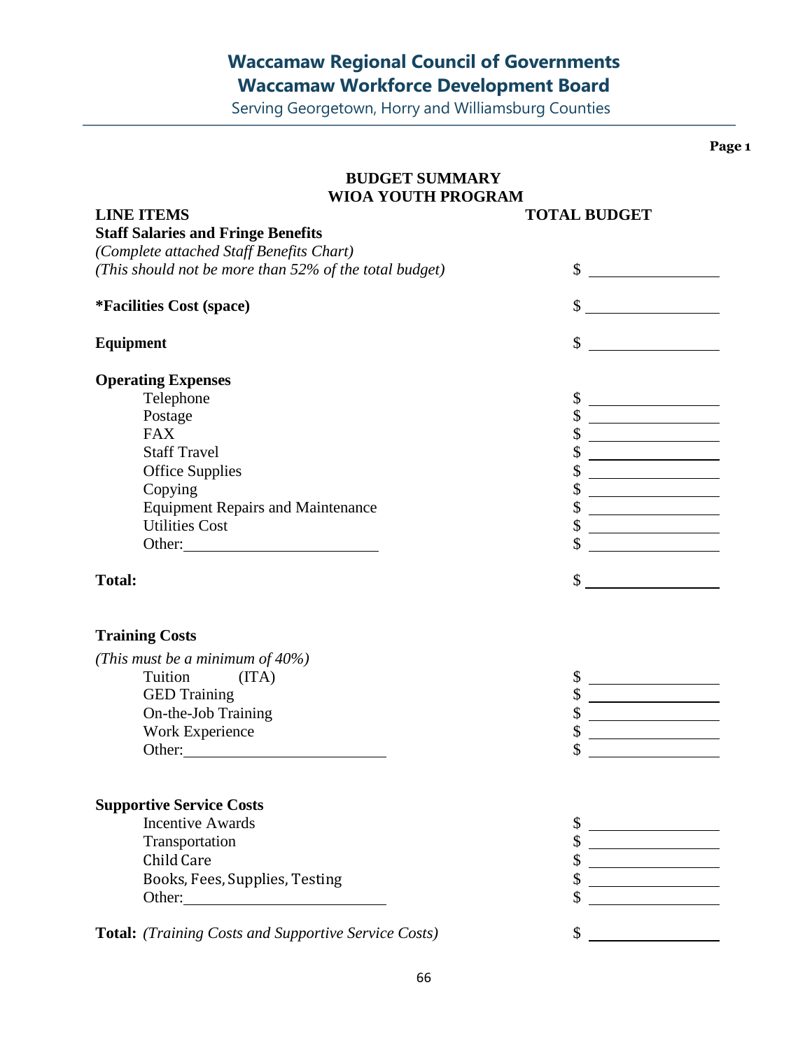# Waccamaw Regional Council of Governments
## Waccamaw Workforce Development Board

Serving Georgetown, Horry and Williamsburg Counties

**Page 1**

## BUDGET SUMMARY
## WIOA YOUTH PROGRAM

| LINE ITEMS | TOTAL BUDGET |
|---|---|
| **Staff Salaries and Fringe Benefits** *(Complete attached Staff Benefits Chart)* *(This should not be more than 52% of the total budget)* | $ ________ |
| **\*Facilities Cost (space)** | $ ________ |
| **Equipment** | $ ________ |
| **Operating Expenses** | |
| Telephone | $ ________ |
| Postage | $ ________ |
| FAX | $ ________ |
| Staff Travel | $ ________ |
| Office Supplies | $ ________ |
| Copying | $ ________ |
| Equipment Repairs and Maintenance | $ ________ |
| Utilities Cost | $ ________ |
| Other: ________ | $ ________ |
| **Total:** | $ ________ |
| **Training Costs** *(This must be a minimum of 40%)* | |
| Tuition (ITA) | $ ________ |
| GED Training | $ ________ |
| On-the-Job Training | $ ________ |
| Work Experience | $ ________ |
| Other: ________ | $ ________ |
| **Supportive Service Costs** | |
| Incentive Awards | $ ________ |
| Transportation | $ ________ |
| Child Care | $ ________ |
| Books, Fees, Supplies, Testing | $ ________ |
| Other: ________ | $ ________ |
| **Total:** *(Training Costs and Supportive Service Costs)* | $ ________ |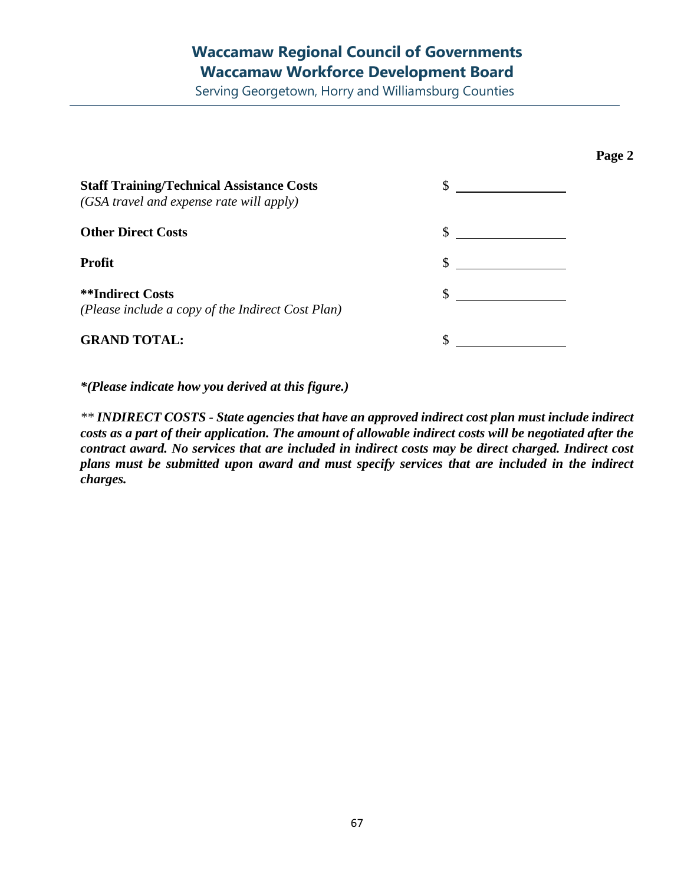**Page 2**

| | |
|---|---|
| **Staff Training/Technical Assistance Costs**<br>*(GSA travel and expense rate will apply)* | $ ______________ |
| **Other Direct Costs** | $ ______________ |
| **Profit** | $ ______________ |
| **\*\*Indirect Costs**<br>*(Please include a copy of the Indirect Cost Plan)* | $ ______________ |
| **GRAND TOTAL:** | $ ______________ |

***(Please indicate how you derived at this figure.)**

*\*\* **INDIRECT COSTS - State agencies that have an approved indirect cost plan must include indirect costs as a part of their application. The amount of allowable indirect costs will be negotiated after the contract award. No services that are included in indirect costs may be direct charged. Indirect cost plans must be submitted upon award and must specify services that are included in the indirect charges.***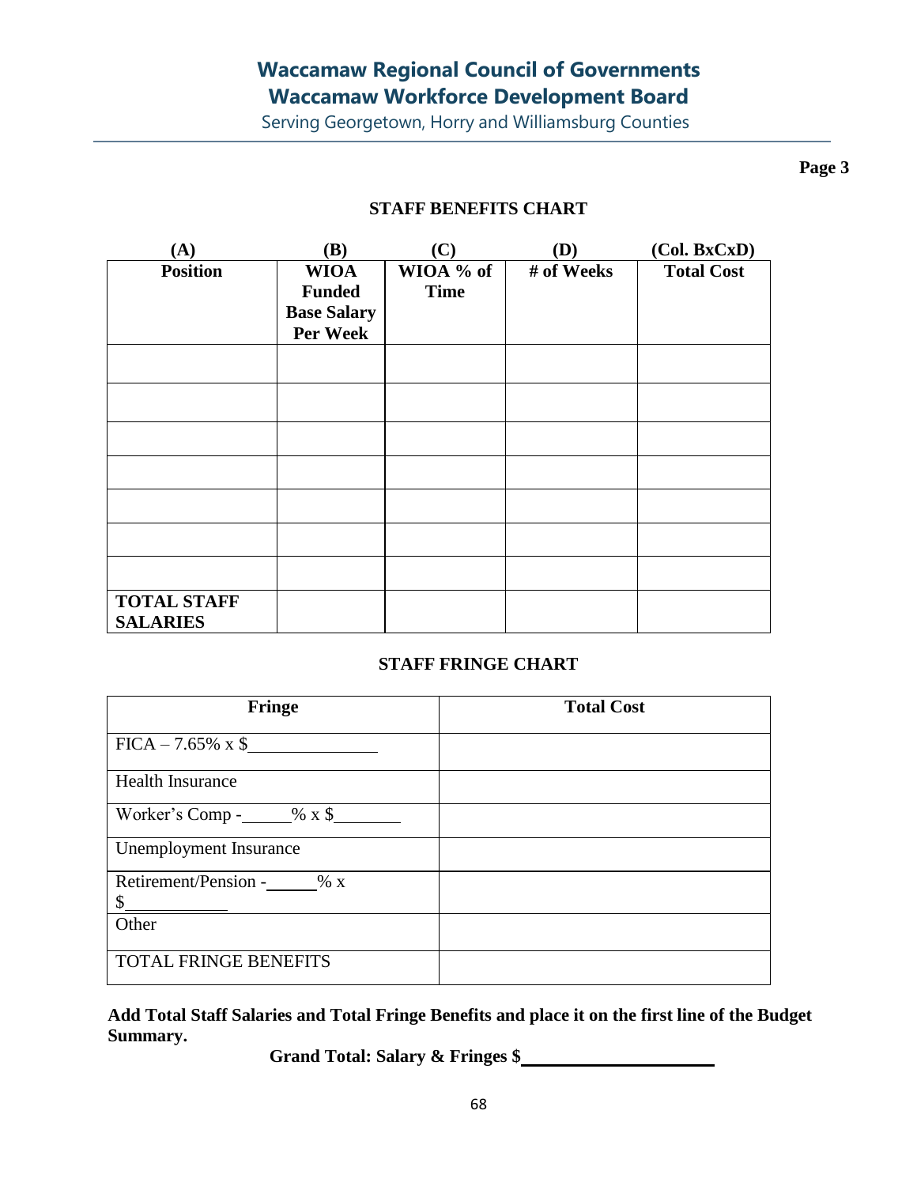# Waccamaw Regional Council of Governments
## Waccamaw Workforce Development Board
Serving Georgetown, Horry and Williamsburg Counties

**Page 3**

**STAFF BENEFITS CHART**

| (A) Position | (B) WIOA Funded Base Salary Per Week | (C) WIOA % of Time | (D) # of Weeks | (Col. BxCxD) Total Cost |
|---|---|---|---|---|
| | | | | |
| | | | | |
| | | | | |
| | | | | |
| | | | | |
| | | | | |
| | | | | |
| **TOTAL STAFF SALARIES** | | | | |

**STAFF FRINGE CHART**

| Fringe | Total Cost |
|---|---|
| FICA – 7.65% x $______________ | |
| Health Insurance | |
| Worker's Comp -_____% x $_______ | |
| Unemployment Insurance | |
| Retirement/Pension -_____% x $___________ | |
| Other | |
| TOTAL FRINGE BENEFITS | |

**Add Total Staff Salaries and Total Fringe Benefits and place it on the first line of the Budget Summary.**

**Grand Total: Salary & Fringes $____________________**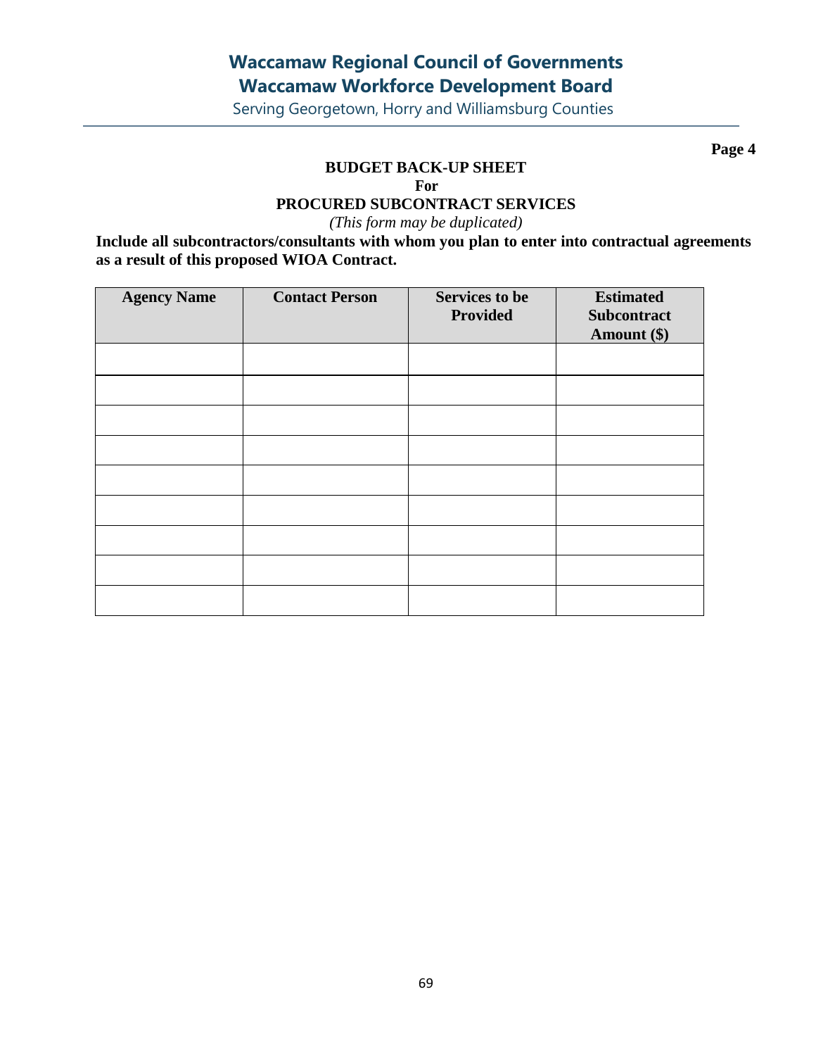# Waccamaw Regional Council of Governments
## Waccamaw Workforce Development Board
Serving Georgetown, Horry and Williamsburg Counties

**Page 4**

**BUDGET BACK-UP SHEET**
**For**
**PROCURED SUBCONTRACT SERVICES**
*(This form may be duplicated)*

**Include all subcontractors/consultants with whom you plan to enter into contractual agreements as a result of this proposed WIOA Contract.**

| Agency Name | Contact Person | Services to be Provided | Estimated Subcontract Amount ($) |
|---|---|---|---|
| | | | |
| | | | |
| | | | |
| | | | |
| | | | |
| | | | |
| | | | |
| | | | |
| | | | |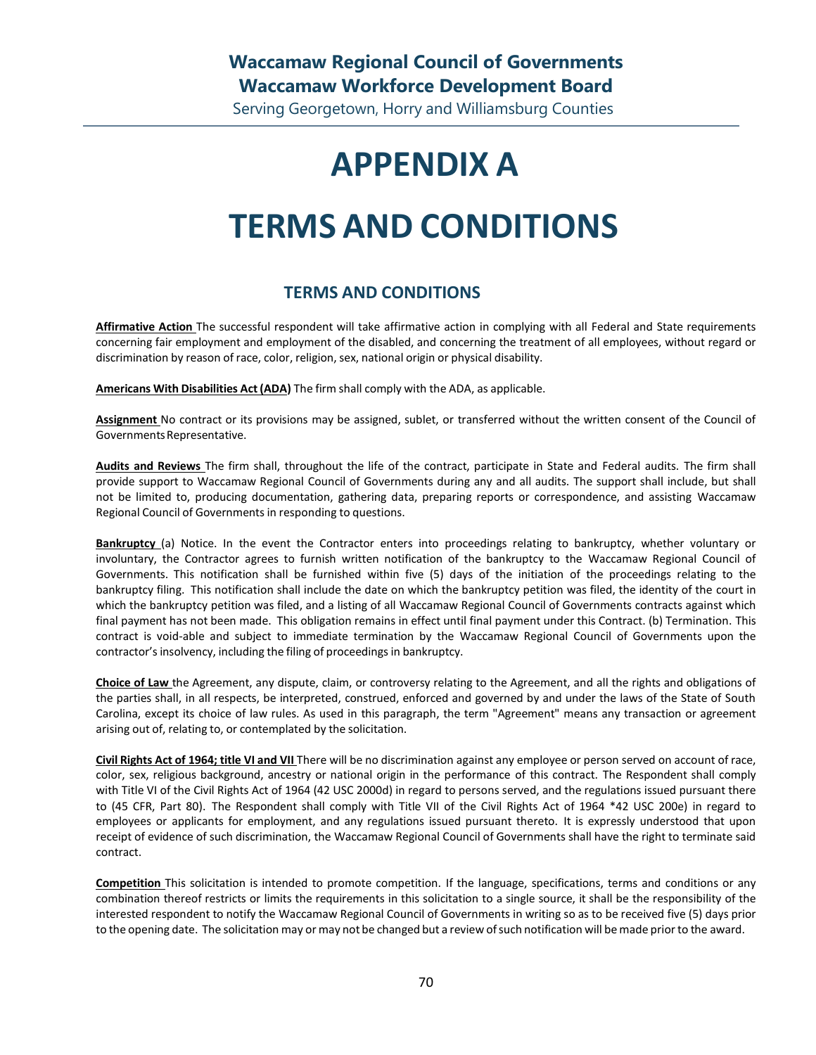**Waccamaw Regional Council of Governments**
**Waccamaw Workforce Development Board**
Serving Georgetown, Horry and Williamsburg Counties

# APPENDIX A

# TERMS AND CONDITIONS

## TERMS AND CONDITIONS

**Affirmative Action** The successful respondent will take affirmative action in complying with all Federal and State requirements concerning fair employment and employment of the disabled, and concerning the treatment of all employees, without regard or discrimination by reason of race, color, religion, sex, national origin or physical disability.

**Americans With Disabilities Act (ADA)** The firm shall comply with the ADA, as applicable.

**Assignment** No contract or its provisions may be assigned, sublet, or transferred without the written consent of the Council of Governments Representative.

**Audits and Reviews** The firm shall, throughout the life of the contract, participate in State and Federal audits. The firm shall provide support to Waccamaw Regional Council of Governments during any and all audits. The support shall include, but shall not be limited to, producing documentation, gathering data, preparing reports or correspondence, and assisting Waccamaw Regional Council of Governments in responding to questions.

**Bankruptcy** (a) Notice. In the event the Contractor enters into proceedings relating to bankruptcy, whether voluntary or involuntary, the Contractor agrees to furnish written notification of the bankruptcy to the Waccamaw Regional Council of Governments. This notification shall be furnished within five (5) days of the initiation of the proceedings relating to the bankruptcy filing. This notification shall include the date on which the bankruptcy petition was filed, the identity of the court in which the bankruptcy petition was filed, and a listing of all Waccamaw Regional Council of Governments contracts against which final payment has not been made. This obligation remains in effect until final payment under this Contract. (b) Termination. This contract is void-able and subject to immediate termination by the Waccamaw Regional Council of Governments upon the contractor's insolvency, including the filing of proceedings in bankruptcy.

**Choice of Law** the Agreement, any dispute, claim, or controversy relating to the Agreement, and all the rights and obligations of the parties shall, in all respects, be interpreted, construed, enforced and governed by and under the laws of the State of South Carolina, except its choice of law rules. As used in this paragraph, the term "Agreement" means any transaction or agreement arising out of, relating to, or contemplated by the solicitation.

**Civil Rights Act of 1964; title VI and VII** There will be no discrimination against any employee or person served on account of race, color, sex, religious background, ancestry or national origin in the performance of this contract. The Respondent shall comply with Title VI of the Civil Rights Act of 1964 (42 USC 2000d) in regard to persons served, and the regulations issued pursuant there to (45 CFR, Part 80). The Respondent shall comply with Title VII of the Civil Rights Act of 1964 *42 USC 200e) in regard to employees or applicants for employment, and any regulations issued pursuant thereto. It is expressly understood that upon receipt of evidence of such discrimination, the Waccamaw Regional Council of Governments shall have the right to terminate said contract.

**Competition** This solicitation is intended to promote competition. If the language, specifications, terms and conditions or any combination thereof restricts or limits the requirements in this solicitation to a single source, it shall be the responsibility of the interested respondent to notify the Waccamaw Regional Council of Governments in writing so as to be received five (5) days prior to the opening date. The solicitation may or may not be changed but a review of such notification will be made prior to the award.